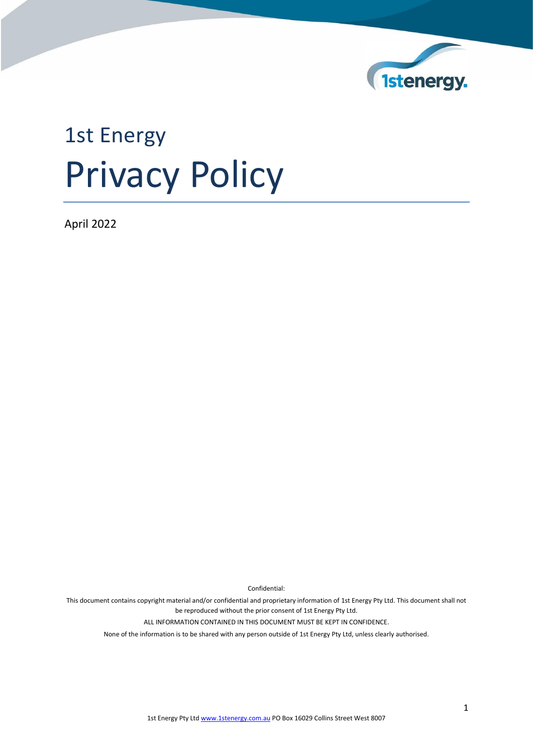# 1st Energy

# Privacy Policy

April 2022

Confidential:

This document contains copyright material and/or confidential and proprietary information of 1st Energy Pty Ltd. This document shall not be reproduced without the prior consent of 1st Energy Pty Ltd.

ALL INFORMATION CONTAINED IN THIS DOCUMENT MUST BE KEPT IN CONFIDENCE.

None of the information is to be shared with any person outside of 1st Energy Pty Ltd, unless clearly authorised.

1st Energy Pty Ltd www.1stenergy.com.au PO Box 16029 Collins Street West 8007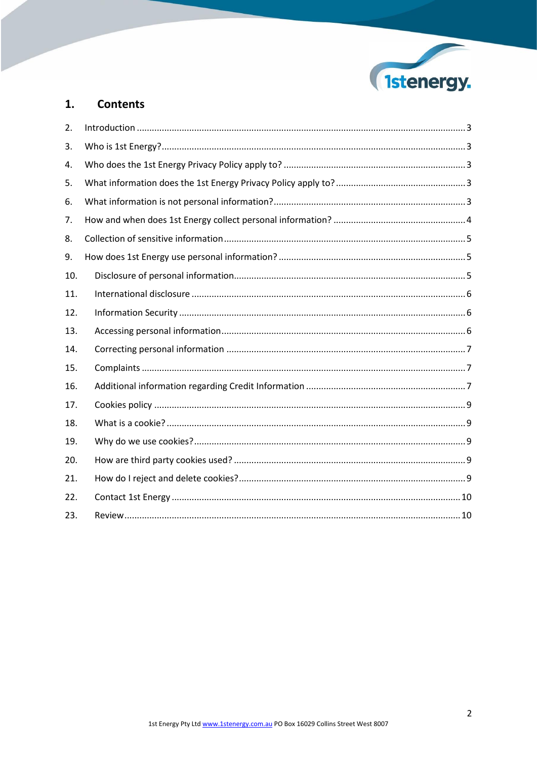## 1. Contents

2. Introduction ....... 3
3. Who is 1st Energy? ....... 3
4. Who does the 1st Energy Privacy Policy apply to? ....... 3
5. What information does the 1st Energy Privacy Policy apply to? ....... 3
6. What information is not personal information? ....... 3
7. How and when does 1st Energy collect personal information? ....... 4
8. Collection of sensitive information ....... 5
9. How does 1st Energy use personal information? ....... 5
10. Disclosure of personal information ....... 5
11. International disclosure ....... 6
12. Information Security ....... 6
13. Accessing personal information ....... 6
14. Correcting personal information ....... 7
15. Complaints ....... 7
16. Additional information regarding Credit Information ....... 7
17. Cookies policy ....... 9
18. What is a cookie? ....... 9
19. Why do we use cookies? ....... 9
20. How are third party cookies used? ....... 9
21. How do I reject and delete cookies? ....... 9
22. Contact 1st Energy ....... 10
23. Review ....... 10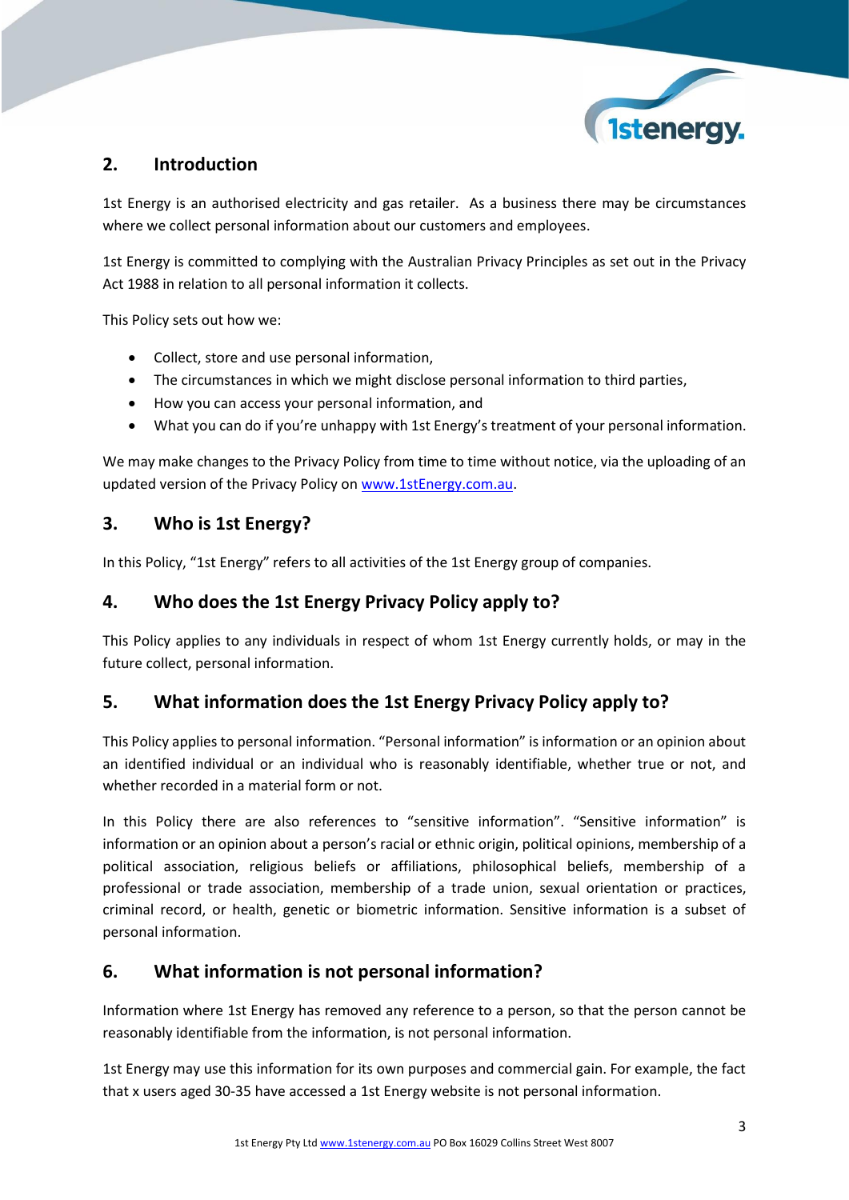## 2. Introduction

1st Energy is an authorised electricity and gas retailer. As a business there may be circumstances where we collect personal information about our customers and employees.

1st Energy is committed to complying with the Australian Privacy Principles as set out in the Privacy Act 1988 in relation to all personal information it collects.

This Policy sets out how we:

- Collect, store and use personal information,
- The circumstances in which we might disclose personal information to third parties,
- How you can access your personal information, and
- What you can do if you're unhappy with 1st Energy's treatment of your personal information.

We may make changes to the Privacy Policy from time to time without notice, via the uploading of an updated version of the Privacy Policy on [www.1stEnergy.com.au](http://www.1stEnergy.com.au).

## 3. Who is 1st Energy?

In this Policy, "1st Energy" refers to all activities of the 1st Energy group of companies.

## 4. Who does the 1st Energy Privacy Policy apply to?

This Policy applies to any individuals in respect of whom 1st Energy currently holds, or may in the future collect, personal information.

## 5. What information does the 1st Energy Privacy Policy apply to?

This Policy applies to personal information. "Personal information" is information or an opinion about an identified individual or an individual who is reasonably identifiable, whether true or not, and whether recorded in a material form or not.

In this Policy there are also references to "sensitive information". "Sensitive information" is information or an opinion about a person's racial or ethnic origin, political opinions, membership of a political association, religious beliefs or affiliations, philosophical beliefs, membership of a professional or trade association, membership of a trade union, sexual orientation or practices, criminal record, or health, genetic or biometric information. Sensitive information is a subset of personal information.

## 6. What information is not personal information?

Information where 1st Energy has removed any reference to a person, so that the person cannot be reasonably identifiable from the information, is not personal information.

1st Energy may use this information for its own purposes and commercial gain. For example, the fact that x users aged 30-35 have accessed a 1st Energy website is not personal information.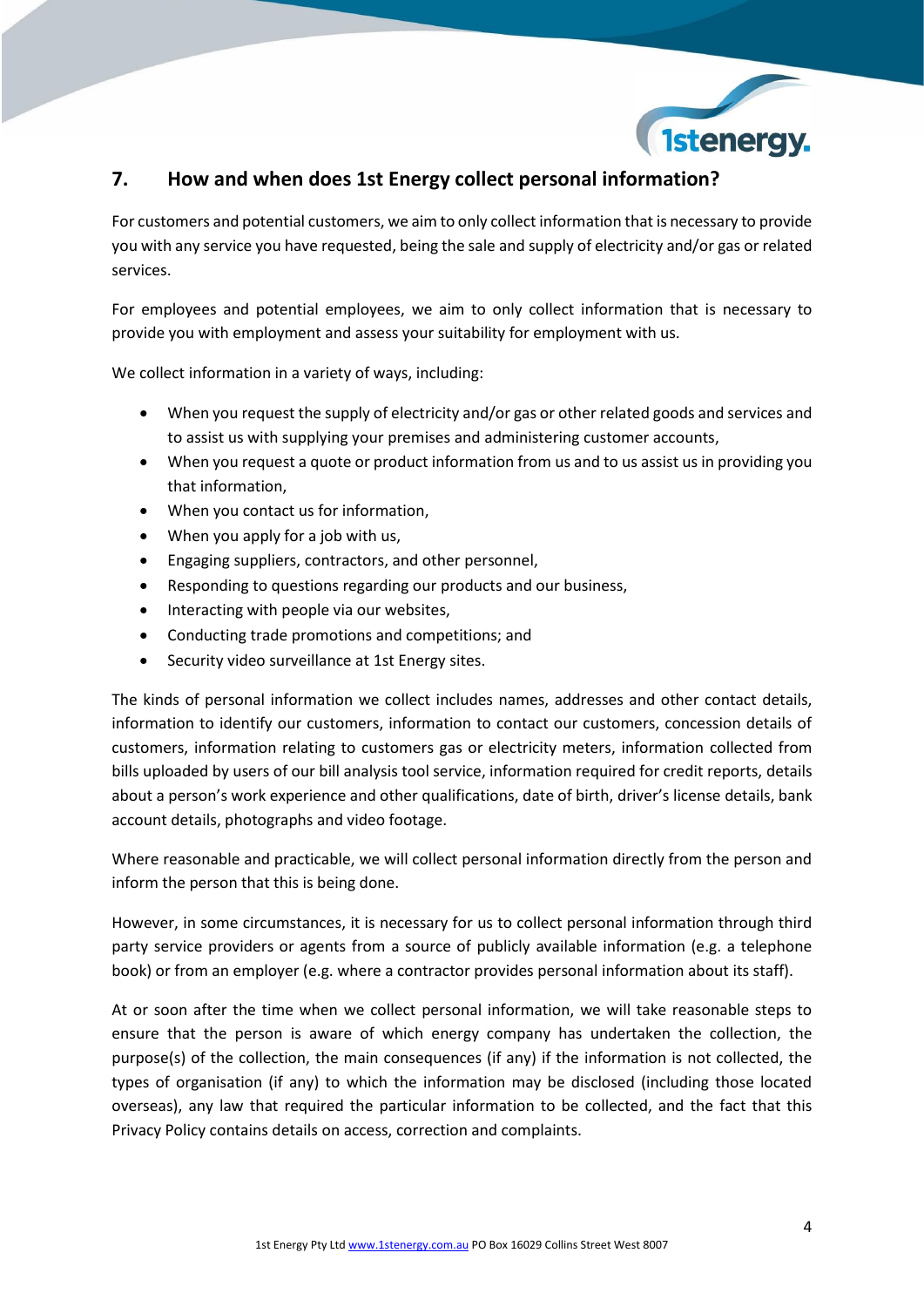## 7. How and when does 1st Energy collect personal information?

For customers and potential customers, we aim to only collect information that is necessary to provide you with any service you have requested, being the sale and supply of electricity and/or gas or related services.

For employees and potential employees, we aim to only collect information that is necessary to provide you with employment and assess your suitability for employment with us.

We collect information in a variety of ways, including:

- When you request the supply of electricity and/or gas or other related goods and services and to assist us with supplying your premises and administering customer accounts,
- When you request a quote or product information from us and to us assist us in providing you that information,
- When you contact us for information,
- When you apply for a job with us,
- Engaging suppliers, contractors, and other personnel,
- Responding to questions regarding our products and our business,
- Interacting with people via our websites,
- Conducting trade promotions and competitions; and
- Security video surveillance at 1st Energy sites.

The kinds of personal information we collect includes names, addresses and other contact details, information to identify our customers, information to contact our customers, concession details of customers, information relating to customers gas or electricity meters, information collected from bills uploaded by users of our bill analysis tool service, information required for credit reports, details about a person's work experience and other qualifications, date of birth, driver's license details, bank account details, photographs and video footage.

Where reasonable and practicable, we will collect personal information directly from the person and inform the person that this is being done.

However, in some circumstances, it is necessary for us to collect personal information through third party service providers or agents from a source of publicly available information (e.g. a telephone book) or from an employer (e.g. where a contractor provides personal information about its staff).

At or soon after the time when we collect personal information, we will take reasonable steps to ensure that the person is aware of which energy company has undertaken the collection, the purpose(s) of the collection, the main consequences (if any) if the information is not collected, the types of organisation (if any) to which the information may be disclosed (including those located overseas), any law that required the particular information to be collected, and the fact that this Privacy Policy contains details on access, correction and complaints.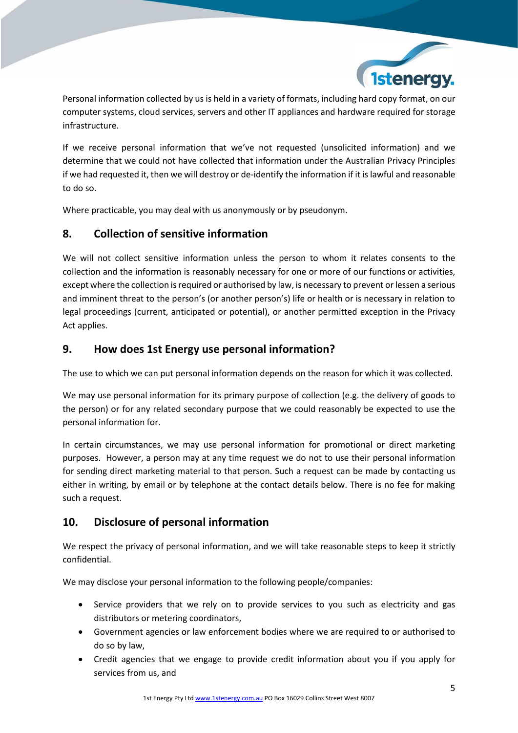Personal information collected by us is held in a variety of formats, including hard copy format, on our computer systems, cloud services, servers and other IT appliances and hardware required for storage infrastructure.

If we receive personal information that we've not requested (unsolicited information) and we determine that we could not have collected that information under the Australian Privacy Principles if we had requested it, then we will destroy or de-identify the information if it is lawful and reasonable to do so.

Where practicable, you may deal with us anonymously or by pseudonym.

## 8. Collection of sensitive information

We will not collect sensitive information unless the person to whom it relates consents to the collection and the information is reasonably necessary for one or more of our functions or activities, except where the collection is required or authorised by law, is necessary to prevent or lessen a serious and imminent threat to the person's (or another person's) life or health or is necessary in relation to legal proceedings (current, anticipated or potential), or another permitted exception in the Privacy Act applies.

## 9. How does 1st Energy use personal information?

The use to which we can put personal information depends on the reason for which it was collected.

We may use personal information for its primary purpose of collection (e.g. the delivery of goods to the person) or for any related secondary purpose that we could reasonably be expected to use the personal information for.

In certain circumstances, we may use personal information for promotional or direct marketing purposes. However, a person may at any time request we do not to use their personal information for sending direct marketing material to that person. Such a request can be made by contacting us either in writing, by email or by telephone at the contact details below. There is no fee for making such a request.

## 10. Disclosure of personal information

We respect the privacy of personal information, and we will take reasonable steps to keep it strictly confidential.

We may disclose your personal information to the following people/companies:

- Service providers that we rely on to provide services to you such as electricity and gas distributors or metering coordinators,
- Government agencies or law enforcement bodies where we are required to or authorised to do so by law,
- Credit agencies that we engage to provide credit information about you if you apply for services from us, and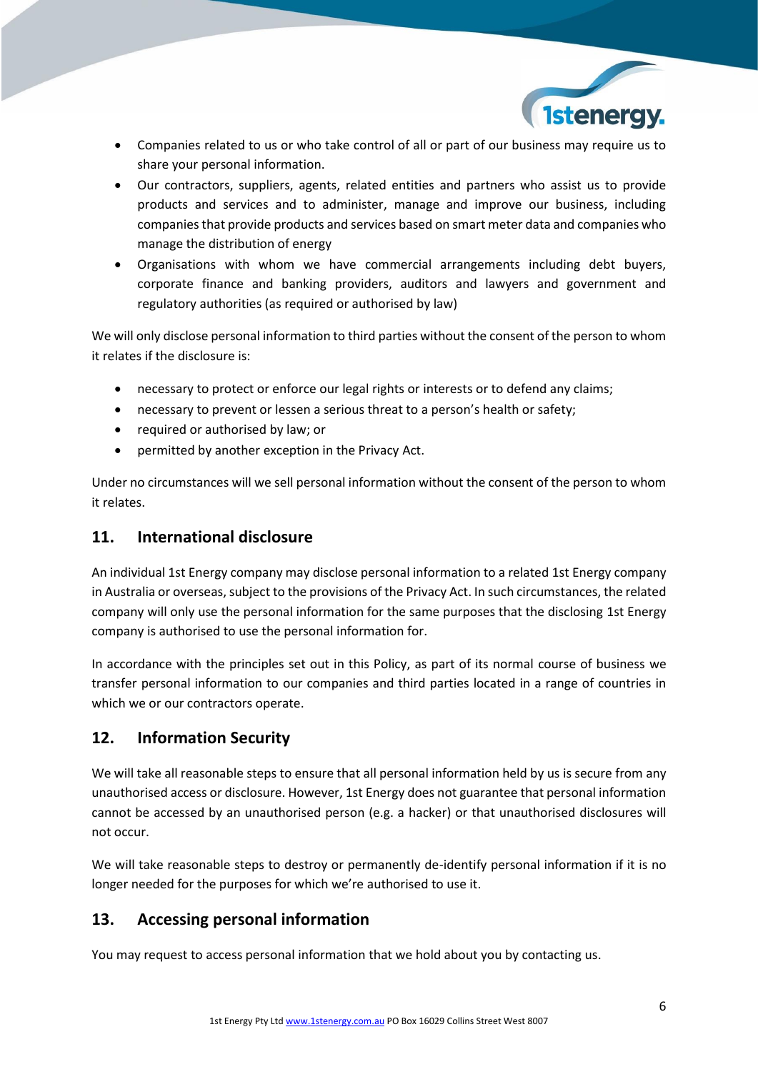- Companies related to us or who take control of all or part of our business may require us to share your personal information.
- Our contractors, suppliers, agents, related entities and partners who assist us to provide products and services and to administer, manage and improve our business, including companies that provide products and services based on smart meter data and companies who manage the distribution of energy
- Organisations with whom we have commercial arrangements including debt buyers, corporate finance and banking providers, auditors and lawyers and government and regulatory authorities (as required or authorised by law)

We will only disclose personal information to third parties without the consent of the person to whom it relates if the disclosure is:

- necessary to protect or enforce our legal rights or interests or to defend any claims;
- necessary to prevent or lessen a serious threat to a person's health or safety;
- required or authorised by law; or
- permitted by another exception in the Privacy Act.

Under no circumstances will we sell personal information without the consent of the person to whom it relates.

## 11. International disclosure

An individual 1st Energy company may disclose personal information to a related 1st Energy company in Australia or overseas, subject to the provisions of the Privacy Act. In such circumstances, the related company will only use the personal information for the same purposes that the disclosing 1st Energy company is authorised to use the personal information for.

In accordance with the principles set out in this Policy, as part of its normal course of business we transfer personal information to our companies and third parties located in a range of countries in which we or our contractors operate.

## 12. Information Security

We will take all reasonable steps to ensure that all personal information held by us is secure from any unauthorised access or disclosure. However, 1st Energy does not guarantee that personal information cannot be accessed by an unauthorised person (e.g. a hacker) or that unauthorised disclosures will not occur.

We will take reasonable steps to destroy or permanently de-identify personal information if it is no longer needed for the purposes for which we're authorised to use it.

## 13. Accessing personal information

You may request to access personal information that we hold about you by contacting us.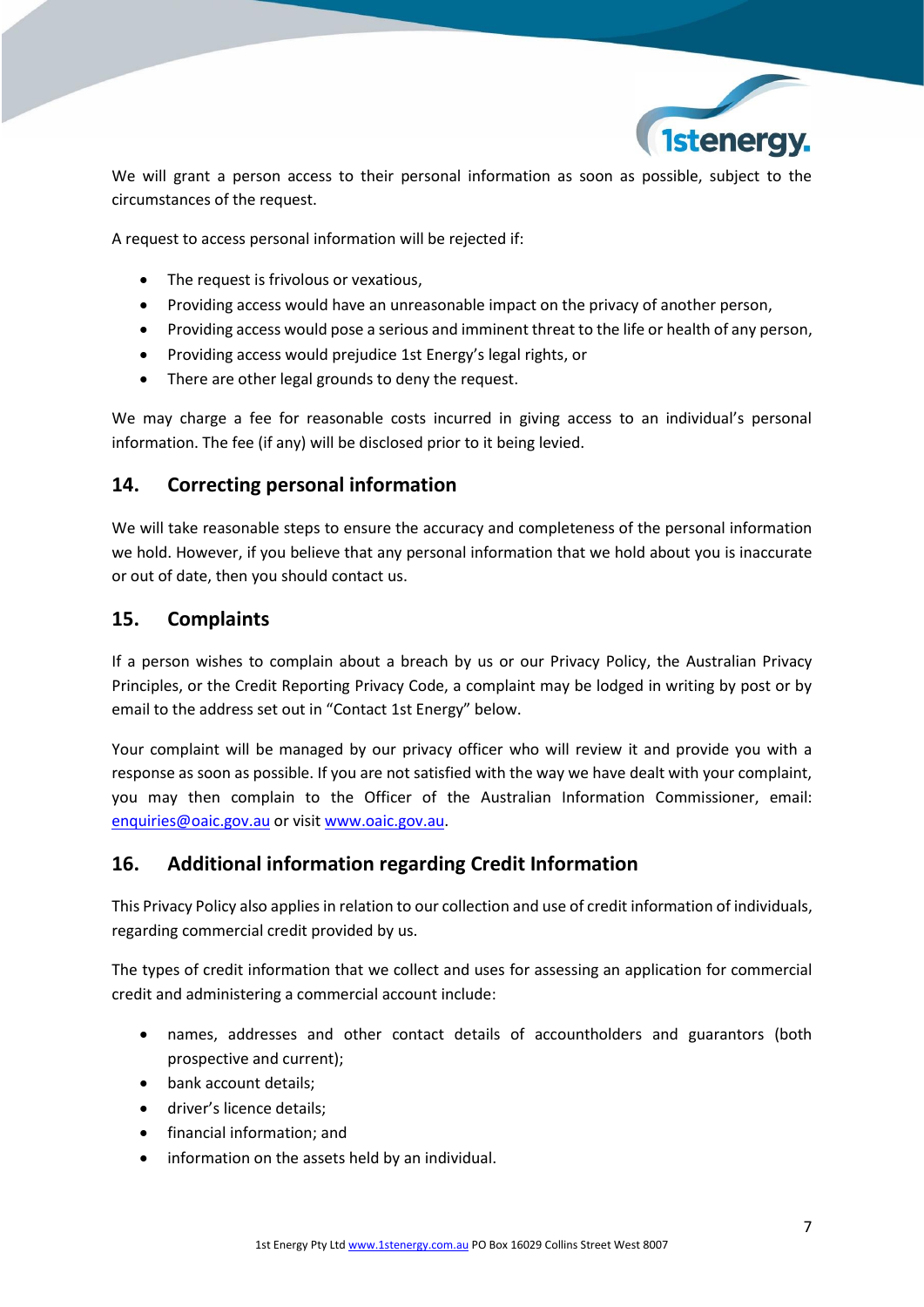We will grant a person access to their personal information as soon as possible, subject to the circumstances of the request.

A request to access personal information will be rejected if:

- The request is frivolous or vexatious,
- Providing access would have an unreasonable impact on the privacy of another person,
- Providing access would pose a serious and imminent threat to the life or health of any person,
- Providing access would prejudice 1st Energy's legal rights, or
- There are other legal grounds to deny the request.

We may charge a fee for reasonable costs incurred in giving access to an individual's personal information. The fee (if any) will be disclosed prior to it being levied.

## 14. Correcting personal information

We will take reasonable steps to ensure the accuracy and completeness of the personal information we hold. However, if you believe that any personal information that we hold about you is inaccurate or out of date, then you should contact us.

## 15. Complaints

If a person wishes to complain about a breach by us or our Privacy Policy, the Australian Privacy Principles, or the Credit Reporting Privacy Code, a complaint may be lodged in writing by post or by email to the address set out in "Contact 1st Energy" below.

Your complaint will be managed by our privacy officer who will review it and provide you with a response as soon as possible. If you are not satisfied with the way we have dealt with your complaint, you may then complain to the Officer of the Australian Information Commissioner, email: enquiries@oaic.gov.au or visit www.oaic.gov.au.

## 16. Additional information regarding Credit Information

This Privacy Policy also applies in relation to our collection and use of credit information of individuals, regarding commercial credit provided by us.

The types of credit information that we collect and uses for assessing an application for commercial credit and administering a commercial account include:

- names, addresses and other contact details of accountholders and guarantors (both prospective and current);
- bank account details;
- driver's licence details;
- financial information; and
- information on the assets held by an individual.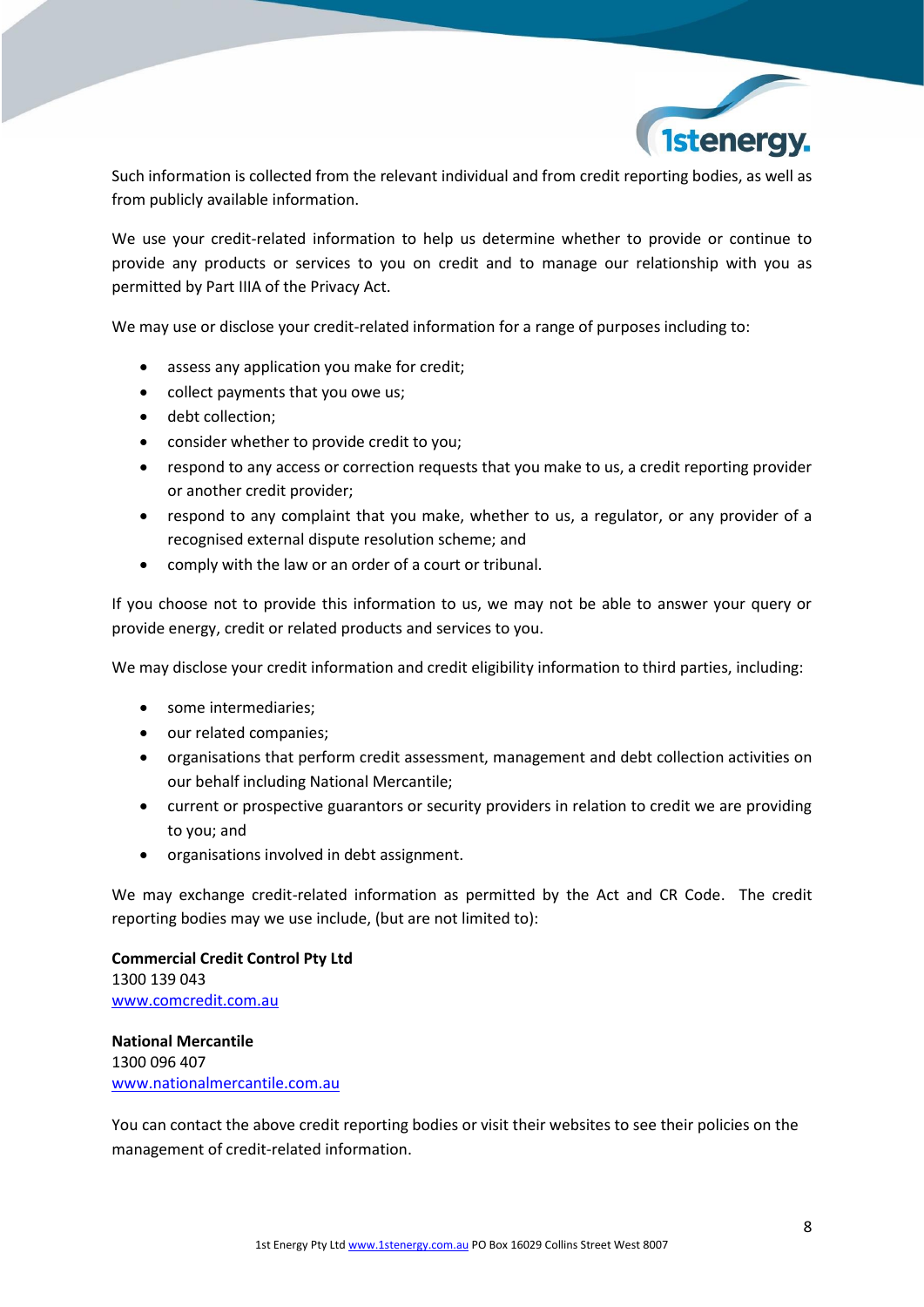Such information is collected from the relevant individual and from credit reporting bodies, as well as from publicly available information.

We use your credit-related information to help us determine whether to provide or continue to provide any products or services to you on credit and to manage our relationship with you as permitted by Part IIIA of the Privacy Act.

We may use or disclose your credit-related information for a range of purposes including to:

- assess any application you make for credit;
- collect payments that you owe us;
- debt collection;
- consider whether to provide credit to you;
- respond to any access or correction requests that you make to us, a credit reporting provider or another credit provider;
- respond to any complaint that you make, whether to us, a regulator, or any provider of a recognised external dispute resolution scheme; and
- comply with the law or an order of a court or tribunal.

If you choose not to provide this information to us, we may not be able to answer your query or provide energy, credit or related products and services to you.

We may disclose your credit information and credit eligibility information to third parties, including:

- some intermediaries;
- our related companies;
- organisations that perform credit assessment, management and debt collection activities on our behalf including National Mercantile;
- current or prospective guarantors or security providers in relation to credit we are providing to you; and
- organisations involved in debt assignment.

We may exchange credit-related information as permitted by the Act and CR Code. The credit reporting bodies may we use include, (but are not limited to):

**Commercial Credit Control Pty Ltd**
1300 139 043
www.comcredit.com.au

**National Mercantile**
1300 096 407
www.nationalmercantile.com.au

You can contact the above credit reporting bodies or visit their websites to see their policies on the management of credit-related information.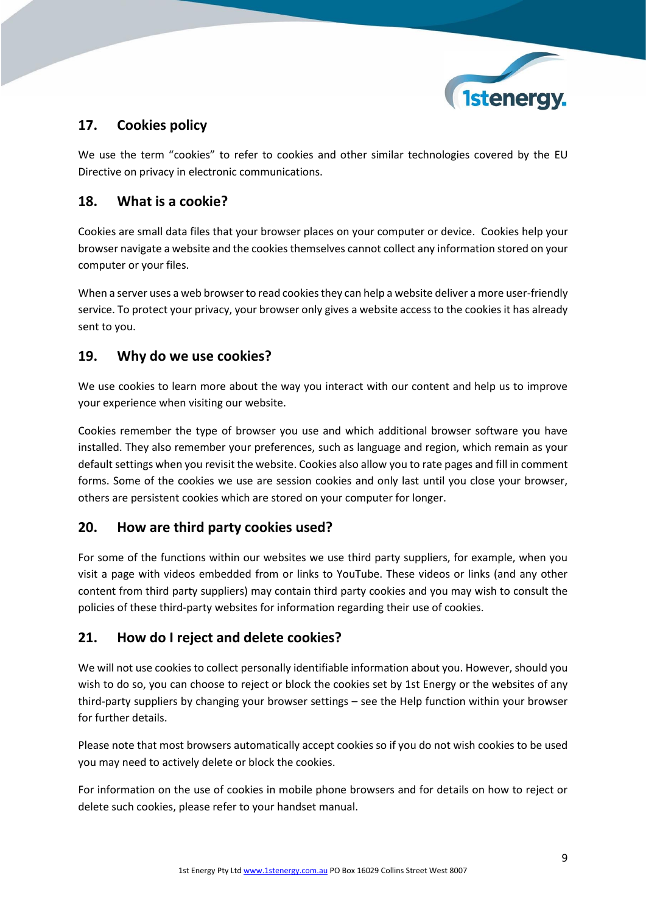## 17. Cookies policy

We use the term "cookies" to refer to cookies and other similar technologies covered by the EU Directive on privacy in electronic communications.

## 18. What is a cookie?

Cookies are small data files that your browser places on your computer or device. Cookies help your browser navigate a website and the cookies themselves cannot collect any information stored on your computer or your files.

When a server uses a web browser to read cookies they can help a website deliver a more user-friendly service. To protect your privacy, your browser only gives a website access to the cookies it has already sent to you.

## 19. Why do we use cookies?

We use cookies to learn more about the way you interact with our content and help us to improve your experience when visiting our website.

Cookies remember the type of browser you use and which additional browser software you have installed. They also remember your preferences, such as language and region, which remain as your default settings when you revisit the website. Cookies also allow you to rate pages and fill in comment forms. Some of the cookies we use are session cookies and only last until you close your browser, others are persistent cookies which are stored on your computer for longer.

## 20. How are third party cookies used?

For some of the functions within our websites we use third party suppliers, for example, when you visit a page with videos embedded from or links to YouTube. These videos or links (and any other content from third party suppliers) may contain third party cookies and you may wish to consult the policies of these third-party websites for information regarding their use of cookies.

## 21. How do I reject and delete cookies?

We will not use cookies to collect personally identifiable information about you. However, should you wish to do so, you can choose to reject or block the cookies set by 1st Energy or the websites of any third-party suppliers by changing your browser settings – see the Help function within your browser for further details.

Please note that most browsers automatically accept cookies so if you do not wish cookies to be used you may need to actively delete or block the cookies.

For information on the use of cookies in mobile phone browsers and for details on how to reject or delete such cookies, please refer to your handset manual.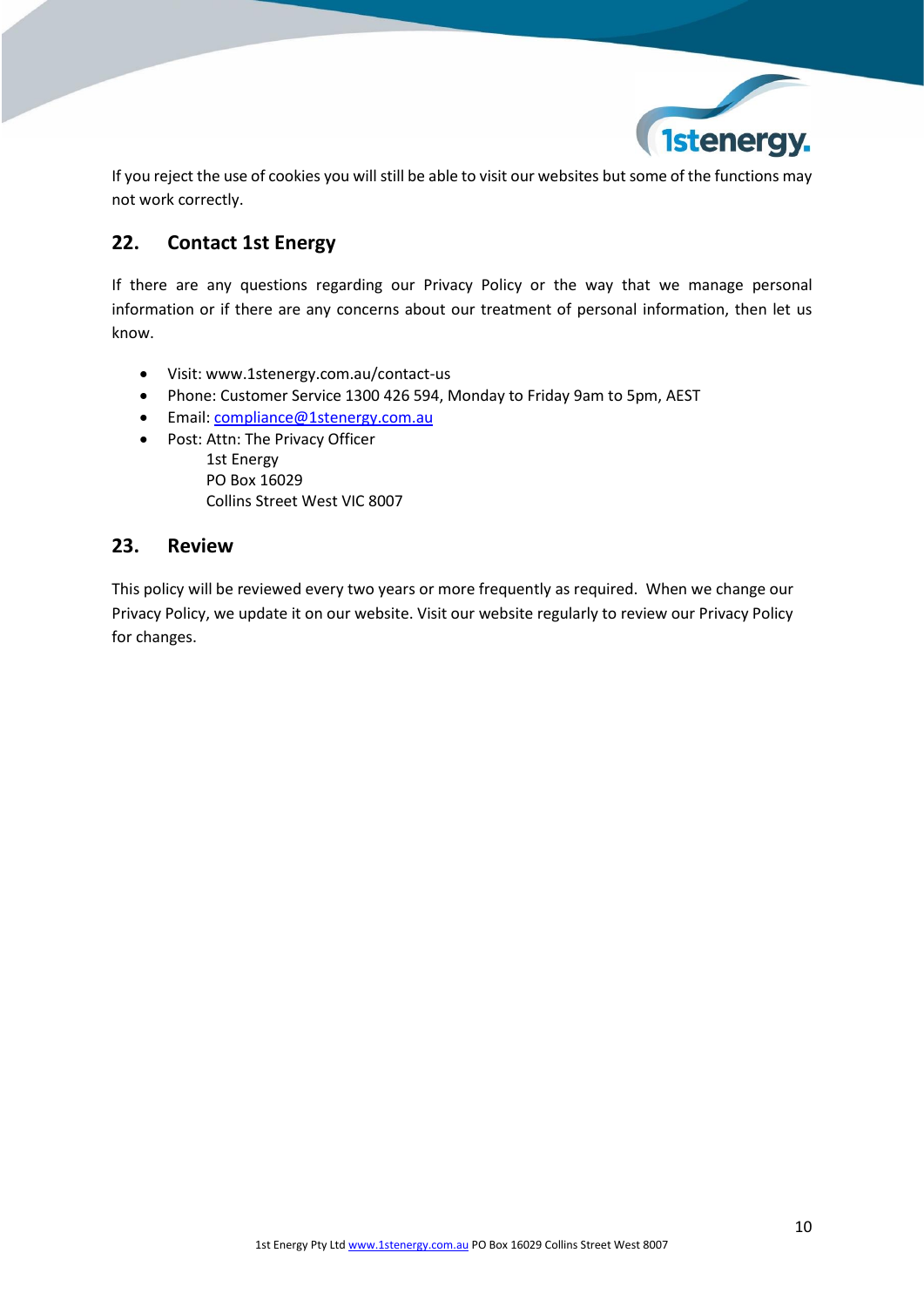If you reject the use of cookies you will still be able to visit our websites but some of the functions may not work correctly.

## 22. Contact 1st Energy

If there are any questions regarding our Privacy Policy or the way that we manage personal information or if there are any concerns about our treatment of personal information, then let us know.

- Visit: www.1stenergy.com.au/contact-us
- Phone: Customer Service 1300 426 594, Monday to Friday 9am to 5pm, AEST
- Email: compliance@1stenergy.com.au
- Post: Attn: The Privacy Officer
  1st Energy
  PO Box 16029
  Collins Street West VIC 8007

## 23. Review

This policy will be reviewed every two years or more frequently as required. When we change our Privacy Policy, we update it on our website. Visit our website regularly to review our Privacy Policy for changes.